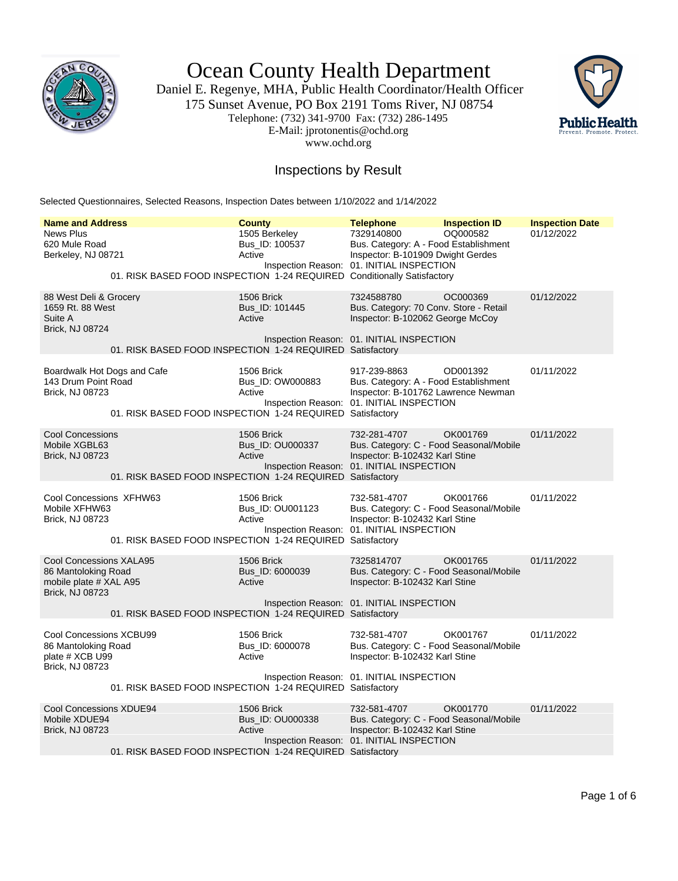# Ocean County Health Department

Daniel E. Regenye, MHA, Public Health Coordinator/Health Officer
175 Sunset Avenue, PO Box 2191 Toms River, NJ 08754
Telephone: (732) 341-9700 Fax: (732) 286-1495
E-Mail: jprotonentis@ochd.org
www.ochd.org

## Inspections by Result

Selected Questionnaires, Selected Reasons, Inspection Dates between 1/10/2022 and 1/14/2022

| Name and Address | County | Telephone | Inspection ID | Inspection Date |
|---|---|---|---|---|
| News Plus<br>620 Mule Road<br>Berkeley, NJ 08721 | 1505 Berkeley<br>Bus_ID: 100537<br>Active | 7329140800<br>Bus. Category: A - Food Establishment<br>Inspector: B-101909 Dwight Gerdes | OQ000582 | 01/12/2022 |
| | Inspection Reason: | 01. INITIAL INSPECTION | | |
| 01. RISK BASED FOOD INSPECTION 1-24 REQUIRED | | Conditionally Satisfactory | | |
| 88 West Deli & Grocery<br>1659 Rt. 88 West<br>Suite A<br>Brick, NJ 08724 | 1506 Brick<br>Bus_ID: 101445<br>Active | 7324588780<br>Bus. Category: 70 Conv. Store - Retail<br>Inspector: B-102062 George McCoy | OC000369 | 01/12/2022 |
| | Inspection Reason: | 01. INITIAL INSPECTION | | |
| 01. RISK BASED FOOD INSPECTION 1-24 REQUIRED | | Satisfactory | | |
| Boardwalk Hot Dogs and Cafe<br>143 Drum Point Road<br>Brick, NJ 08723 | 1506 Brick<br>Bus_ID: OW000883<br>Active | 917-239-8863<br>Bus. Category: A - Food Establishment<br>Inspector: B-101762 Lawrence Newman | OD001392 | 01/11/2022 |
| | Inspection Reason: | 01. INITIAL INSPECTION | | |
| 01. RISK BASED FOOD INSPECTION 1-24 REQUIRED | | Satisfactory | | |
| Cool Concessions<br>Mobile XGBL63<br>Brick, NJ 08723 | 1506 Brick<br>Bus_ID: OU000337<br>Active | 732-281-4707<br>Bus. Category: C - Food Seasonal/Mobile<br>Inspector: B-102432 Karl Stine | OK001769 | 01/11/2022 |
| | Inspection Reason: | 01. INITIAL INSPECTION | | |
| 01. RISK BASED FOOD INSPECTION 1-24 REQUIRED | | Satisfactory | | |
| Cool Concessions XFHW63<br>Mobile XFHW63<br>Brick, NJ 08723 | 1506 Brick<br>Bus_ID: OU001123<br>Active | 732-581-4707<br>Bus. Category: C - Food Seasonal/Mobile<br>Inspector: B-102432 Karl Stine | OK001766 | 01/11/2022 |
| | Inspection Reason: | 01. INITIAL INSPECTION | | |
| 01. RISK BASED FOOD INSPECTION 1-24 REQUIRED | | Satisfactory | | |
| Cool Concessions XALA95<br>86 Mantoloking Road<br>mobile plate # XAL A95<br>Brick, NJ 08723 | 1506 Brick<br>Bus_ID: 6000039<br>Active | 7325814707<br>Bus. Category: C - Food Seasonal/Mobile<br>Inspector: B-102432 Karl Stine | OK001765 | 01/11/2022 |
| | Inspection Reason: | 01. INITIAL INSPECTION | | |
| 01. RISK BASED FOOD INSPECTION 1-24 REQUIRED | | Satisfactory | | |
| Cool Concessions XCBU99<br>86 Mantoloking Road<br>plate # XCB U99<br>Brick, NJ 08723 | 1506 Brick<br>Bus_ID: 6000078<br>Active | 732-581-4707<br>Bus. Category: C - Food Seasonal/Mobile<br>Inspector: B-102432 Karl Stine | OK001767 | 01/11/2022 |
| | Inspection Reason: | 01. INITIAL INSPECTION | | |
| 01. RISK BASED FOOD INSPECTION 1-24 REQUIRED | | Satisfactory | | |
| Cool Concessions XDUE94<br>Mobile XDUE94<br>Brick, NJ 08723 | 1506 Brick<br>Bus_ID: OU000338<br>Active | 732-581-4707<br>Bus. Category: C - Food Seasonal/Mobile<br>Inspector: B-102432 Karl Stine | OK001770 | 01/11/2022 |
| | Inspection Reason: | 01. INITIAL INSPECTION | | |
| 01. RISK BASED FOOD INSPECTION 1-24 REQUIRED | | Satisfactory | | |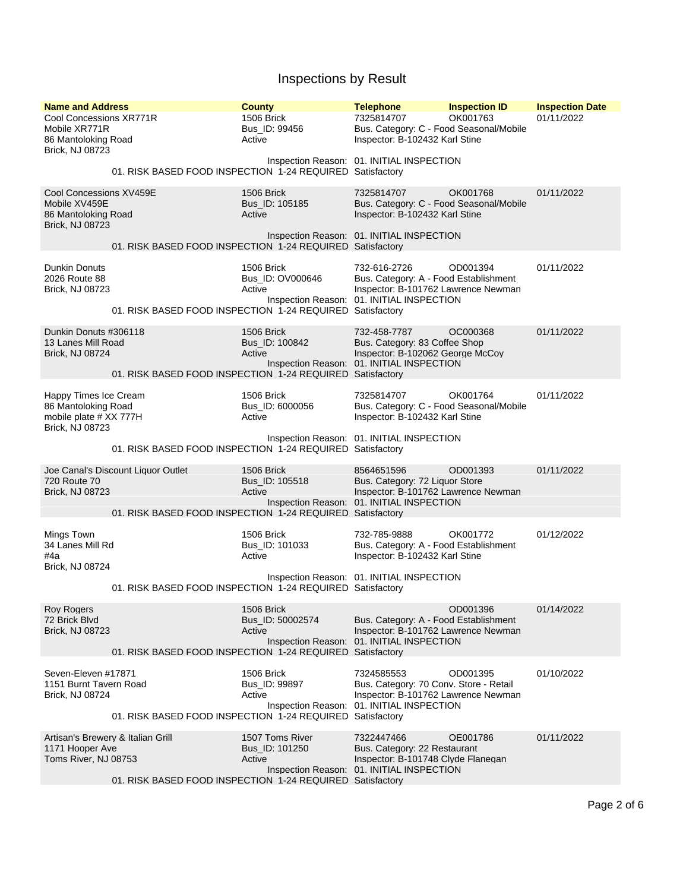# Inspections by Result

| Name and Address | County | Telephone | Inspection ID | Inspection Date |
|---|---|---|---|---|
| Cool Concessions XR771R<br>Mobile XR771R<br>86 Mantoloking Road<br>Brick, NJ 08723 | 1506 Brick<br>Bus_ID: 99456<br>Active | 7325814707<br>Bus. Category: C - Food Seasonal/Mobile<br>Inspector: B-102432 Karl Stine | OK001763 | 01/11/2022 |
| Inspection Reason: 01. INITIAL INSPECTION<br>01. RISK BASED FOOD INSPECTION 1-24 REQUIRED Satisfactory | | | | |
| Cool Concessions XV459E<br>Mobile XV459E<br>86 Mantoloking Road<br>Brick, NJ 08723 | 1506 Brick<br>Bus_ID: 105185<br>Active | 7325814707<br>Bus. Category: C - Food Seasonal/Mobile<br>Inspector: B-102432 Karl Stine | OK001768 | 01/11/2022 |
| Inspection Reason: 01. INITIAL INSPECTION<br>01. RISK BASED FOOD INSPECTION 1-24 REQUIRED Satisfactory | | | | |
| Dunkin Donuts<br>2026 Route 88<br>Brick, NJ 08723 | 1506 Brick<br>Bus_ID: OV000646<br>Active | 732-616-2726<br>Bus. Category: A - Food Establishment<br>Inspector: B-101762 Lawrence Newman | OD001394 | 01/11/2022 |
| Inspection Reason: 01. INITIAL INSPECTION<br>01. RISK BASED FOOD INSPECTION 1-24 REQUIRED Satisfactory | | | | |
| Dunkin Donuts #306118<br>13 Lanes Mill Road<br>Brick, NJ 08724 | 1506 Brick<br>Bus_ID: 100842<br>Active | 732-458-7787<br>Bus. Category: 83 Coffee Shop<br>Inspector: B-102062 George McCoy | OC000368 | 01/11/2022 |
| Inspection Reason: 01. INITIAL INSPECTION<br>01. RISK BASED FOOD INSPECTION 1-24 REQUIRED Satisfactory | | | | |
| Happy Times Ice Cream<br>86 Mantoloking Road<br>mobile plate # XX 777H<br>Brick, NJ 08723 | 1506 Brick<br>Bus_ID: 6000056<br>Active | 7325814707<br>Bus. Category: C - Food Seasonal/Mobile<br>Inspector: B-102432 Karl Stine | OK001764 | 01/11/2022 |
| Inspection Reason: 01. INITIAL INSPECTION<br>01. RISK BASED FOOD INSPECTION 1-24 REQUIRED Satisfactory | | | | |
| Joe Canal's Discount Liquor Outlet<br>720 Route 70<br>Brick, NJ 08723 | 1506 Brick<br>Bus_ID: 105518<br>Active | 8564651596<br>Bus. Category: 72 Liquor Store<br>Inspector: B-101762 Lawrence Newman | OD001393 | 01/11/2022 |
| Inspection Reason: 01. INITIAL INSPECTION<br>01. RISK BASED FOOD INSPECTION 1-24 REQUIRED Satisfactory | | | | |
| Mings Town<br>34 Lanes Mill Rd<br>#4a<br>Brick, NJ 08724 | 1506 Brick<br>Bus_ID: 101033<br>Active | 732-785-9888<br>Bus. Category: A - Food Establishment<br>Inspector: B-102432 Karl Stine | OK001772 | 01/12/2022 |
| Inspection Reason: 01. INITIAL INSPECTION<br>01. RISK BASED FOOD INSPECTION 1-24 REQUIRED Satisfactory | | | | |
| Roy Rogers<br>72 Brick Blvd<br>Brick, NJ 08723 | 1506 Brick<br>Bus_ID: 50002574<br>Active | Bus. Category: A - Food Establishment<br>Inspector: B-101762 Lawrence Newman | OD001396 | 01/14/2022 |
| Inspection Reason: 01. INITIAL INSPECTION<br>01. RISK BASED FOOD INSPECTION 1-24 REQUIRED Satisfactory | | | | |
| Seven-Eleven #17871<br>1151 Burnt Tavern Road<br>Brick, NJ 08724 | 1506 Brick<br>Bus_ID: 99897<br>Active | 7324585553<br>Bus. Category: 70 Conv. Store - Retail<br>Inspector: B-101762 Lawrence Newman | OD001395 | 01/10/2022 |
| Inspection Reason: 01. INITIAL INSPECTION<br>01. RISK BASED FOOD INSPECTION 1-24 REQUIRED Satisfactory | | | | |
| Artisan's Brewery & Italian Grill<br>1171 Hooper Ave<br>Toms River, NJ 08753 | 1507 Toms River<br>Bus_ID: 101250<br>Active | 7322447466<br>Bus. Category: 22 Restaurant<br>Inspector: B-101748 Clyde Flanegan | OE001786 | 01/11/2022 |
| Inspection Reason: 01. INITIAL INSPECTION<br>01. RISK BASED FOOD INSPECTION 1-24 REQUIRED Satisfactory | | | | |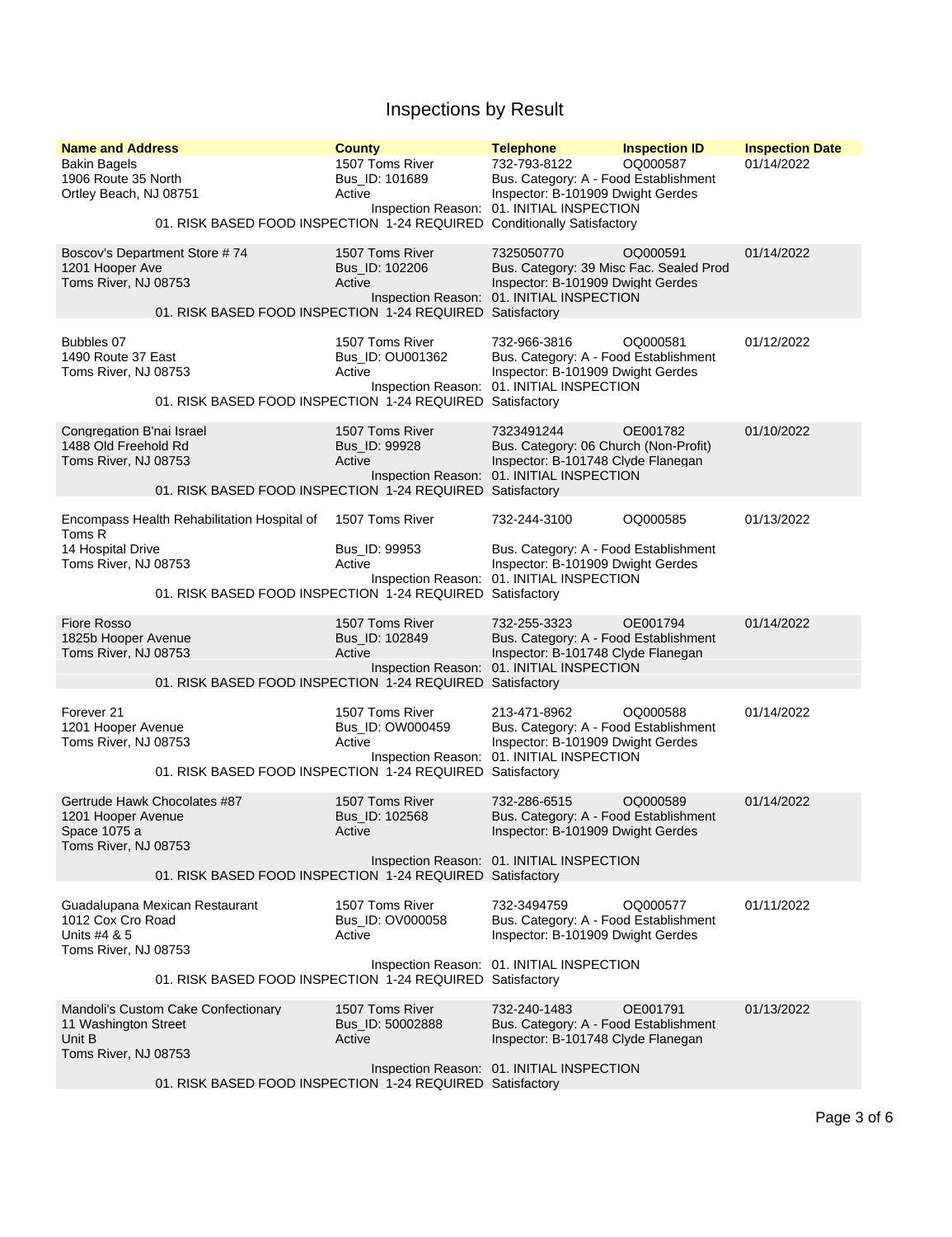# Inspections by Result

| Name and Address | County | Telephone | Inspection ID | Inspection Date |
|---|---|---|---|---|
| Bakin Bagels<br>1906 Route 35 North<br>Ortley Beach, NJ 08751 | 1507 Toms River<br>Bus_ID: 101689<br>Active | 732-793-8122<br>Bus. Category: A - Food Establishment<br>Inspector: B-101909 Dwight Gerdes<br>Inspection Reason: 01. INITIAL INSPECTION | OQ000587 | 01/14/2022 |
| 01. RISK BASED FOOD INSPECTION 1-24 REQUIRED | | Conditionally Satisfactory | | |
| Boscov's Department Store # 74<br>1201 Hooper Ave<br>Toms River, NJ 08753 | 1507 Toms River<br>Bus_ID: 102206<br>Active | 7325050770<br>Bus. Category: 39 Misc Fac. Sealed Prod<br>Inspector: B-101909 Dwight Gerdes<br>Inspection Reason: 01. INITIAL INSPECTION | OQ000591 | 01/14/2022 |
| 01. RISK BASED FOOD INSPECTION 1-24 REQUIRED | | Satisfactory | | |
| Bubbles 07<br>1490 Route 37 East<br>Toms River, NJ 08753 | 1507 Toms River<br>Bus_ID: OU001362<br>Active | 732-966-3816<br>Bus. Category: A - Food Establishment<br>Inspector: B-101909 Dwight Gerdes<br>Inspection Reason: 01. INITIAL INSPECTION | OQ000581 | 01/12/2022 |
| 01. RISK BASED FOOD INSPECTION 1-24 REQUIRED | | Satisfactory | | |
| Congregation B'nai Israel<br>1488 Old Freehold Rd<br>Toms River, NJ 08753 | 1507 Toms River<br>Bus_ID: 99928<br>Active | 7323491244<br>Bus. Category: 06 Church (Non-Profit)<br>Inspector: B-101748 Clyde Flanegan<br>Inspection Reason: 01. INITIAL INSPECTION | OE001782 | 01/10/2022 |
| 01. RISK BASED FOOD INSPECTION 1-24 REQUIRED | | Satisfactory | | |
| Encompass Health Rehabilitation Hospital of Toms R<br>14 Hospital Drive<br>Toms River, NJ 08753 | 1507 Toms River<br>Bus_ID: 99953<br>Active | 732-244-3100<br>Bus. Category: A - Food Establishment<br>Inspector: B-101909 Dwight Gerdes<br>Inspection Reason: 01. INITIAL INSPECTION | OQ000585 | 01/13/2022 |
| 01. RISK BASED FOOD INSPECTION 1-24 REQUIRED | | Satisfactory | | |
| Fiore Rosso<br>1825b Hooper Avenue<br>Toms River, NJ 08753 | 1507 Toms River<br>Bus_ID: 102849<br>Active | 732-255-3323<br>Bus. Category: A - Food Establishment<br>Inspector: B-101748 Clyde Flanegan<br>Inspection Reason: 01. INITIAL INSPECTION | OE001794 | 01/14/2022 |
| 01. RISK BASED FOOD INSPECTION 1-24 REQUIRED | | Satisfactory | | |
| Forever 21<br>1201 Hooper Avenue<br>Toms River, NJ 08753 | 1507 Toms River<br>Bus_ID: OW000459<br>Active | 213-471-8962<br>Bus. Category: A - Food Establishment<br>Inspector: B-101909 Dwight Gerdes<br>Inspection Reason: 01. INITIAL INSPECTION | OQ000588 | 01/14/2022 |
| 01. RISK BASED FOOD INSPECTION 1-24 REQUIRED | | Satisfactory | | |
| Gertrude Hawk Chocolates #87<br>1201 Hooper Avenue<br>Space 1075 a<br>Toms River, NJ 08753 | 1507 Toms River<br>Bus_ID: 102568<br>Active | 732-286-6515<br>Bus. Category: A - Food Establishment<br>Inspector: B-101909 Dwight Gerdes<br>Inspection Reason: 01. INITIAL INSPECTION | OQ000589 | 01/14/2022 |
| 01. RISK BASED FOOD INSPECTION 1-24 REQUIRED | | Satisfactory | | |
| Guadalupana Mexican Restaurant<br>1012 Cox Cro Road<br>Units #4 & 5<br>Toms River, NJ 08753 | 1507 Toms River<br>Bus_ID: OV000058<br>Active | 732-3494759<br>Bus. Category: A - Food Establishment<br>Inspector: B-101909 Dwight Gerdes<br>Inspection Reason: 01. INITIAL INSPECTION | OQ000577 | 01/11/2022 |
| 01. RISK BASED FOOD INSPECTION 1-24 REQUIRED | | Satisfactory | | |
| Mandoli's Custom Cake Confectionary<br>11 Washington Street<br>Unit B<br>Toms River, NJ 08753 | 1507 Toms River<br>Bus_ID: 50002888<br>Active | 732-240-1483<br>Bus. Category: A - Food Establishment<br>Inspector: B-101748 Clyde Flanegan<br>Inspection Reason: 01. INITIAL INSPECTION | OE001791 | 01/13/2022 |
| 01. RISK BASED FOOD INSPECTION 1-24 REQUIRED | | Satisfactory | | |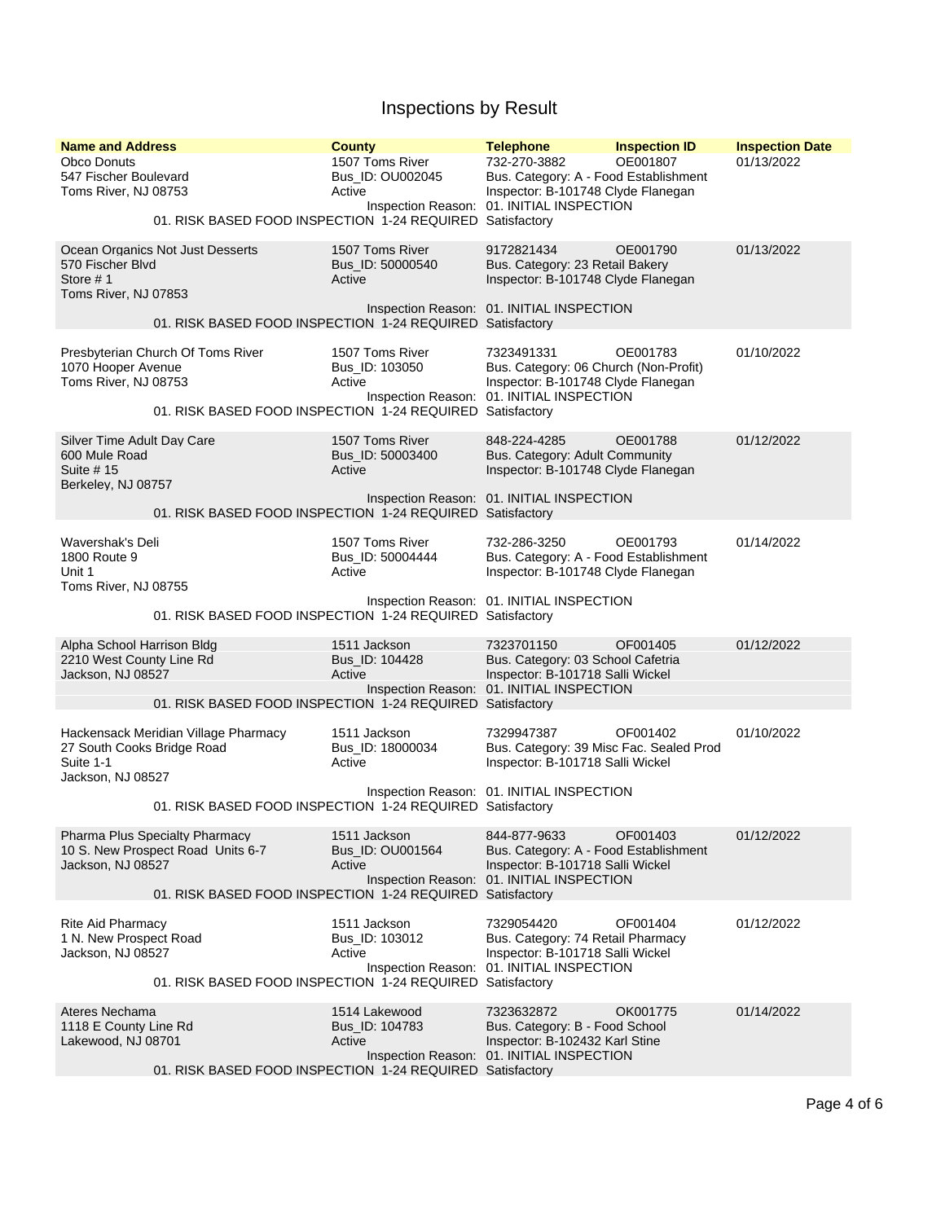# Inspections by Result

| Name and Address | County | Telephone | Inspection ID | Inspection Date |
|---|---|---|---|---|
| Obco Donuts<br>547 Fischer Boulevard<br>Toms River, NJ 08753 | 1507 Toms River<br>Bus_ID: OU002045<br>Active | 732-270-3882<br>Bus. Category: A - Food Establishment<br>Inspector: B-101748 Clyde Flanegan<br>Inspection Reason: 01. INITIAL INSPECTION<br>01. RISK BASED FOOD INSPECTION 1-24 REQUIRED Satisfactory | OE001807 | 01/13/2022 |
| Ocean Organics Not Just Desserts<br>570 Fischer Blvd<br>Store # 1<br>Toms River, NJ 07853 | 1507 Toms River<br>Bus_ID: 50000540<br>Active | 9172821434<br>Bus. Category: 23 Retail Bakery<br>Inspector: B-101748 Clyde Flanegan<br>Inspection Reason: 01. INITIAL INSPECTION<br>01. RISK BASED FOOD INSPECTION 1-24 REQUIRED Satisfactory | OE001790 | 01/13/2022 |
| Presbyterian Church Of Toms River<br>1070 Hooper Avenue<br>Toms River, NJ 08753 | 1507 Toms River<br>Bus_ID: 103050<br>Active | 7323491331<br>Bus. Category: 06 Church (Non-Profit)<br>Inspector: B-101748 Clyde Flanegan<br>Inspection Reason: 01. INITIAL INSPECTION<br>01. RISK BASED FOOD INSPECTION 1-24 REQUIRED Satisfactory | OE001783 | 01/10/2022 |
| Silver Time Adult Day Care<br>600 Mule Road<br>Suite # 15<br>Berkeley, NJ 08757 | 1507 Toms River<br>Bus_ID: 50003400<br>Active | 848-224-4285<br>Bus. Category: Adult Community<br>Inspector: B-101748 Clyde Flanegan<br>Inspection Reason: 01. INITIAL INSPECTION<br>01. RISK BASED FOOD INSPECTION 1-24 REQUIRED Satisfactory | OE001788 | 01/12/2022 |
| Wavershak's Deli<br>1800 Route 9<br>Unit 1<br>Toms River, NJ 08755 | 1507 Toms River<br>Bus_ID: 50004444<br>Active | 732-286-3250<br>Bus. Category: A - Food Establishment<br>Inspector: B-101748 Clyde Flanegan<br>Inspection Reason: 01. INITIAL INSPECTION<br>01. RISK BASED FOOD INSPECTION 1-24 REQUIRED Satisfactory | OE001793 | 01/14/2022 |
| Alpha School Harrison Bldg<br>2210 West County Line Rd<br>Jackson, NJ 08527 | 1511 Jackson<br>Bus_ID: 104428<br>Active | 7323701150<br>Bus. Category: 03 School Cafetria<br>Inspector: B-101718 Salli Wickel<br>Inspection Reason: 01. INITIAL INSPECTION<br>01. RISK BASED FOOD INSPECTION 1-24 REQUIRED Satisfactory | OF001405 | 01/12/2022 |
| Hackensack Meridian Village Pharmacy<br>27 South Cooks Bridge Road<br>Suite 1-1<br>Jackson, NJ 08527 | 1511 Jackson<br>Bus_ID: 18000034<br>Active | 7329947387<br>Bus. Category: 39 Misc Fac. Sealed Prod<br>Inspector: B-101718 Salli Wickel<br>Inspection Reason: 01. INITIAL INSPECTION<br>01. RISK BASED FOOD INSPECTION 1-24 REQUIRED Satisfactory | OF001402 | 01/10/2022 |
| Pharma Plus Specialty Pharmacy<br>10 S. New Prospect Road Units 6-7<br>Jackson, NJ 08527 | 1511 Jackson<br>Bus_ID: OU001564<br>Active | 844-877-9633<br>Bus. Category: A - Food Establishment<br>Inspector: B-101718 Salli Wickel<br>Inspection Reason: 01. INITIAL INSPECTION<br>01. RISK BASED FOOD INSPECTION 1-24 REQUIRED Satisfactory | OF001403 | 01/12/2022 |
| Rite Aid Pharmacy<br>1 N. New Prospect Road<br>Jackson, NJ 08527 | 1511 Jackson<br>Bus_ID: 103012<br>Active | 7329054420<br>Bus. Category: 74 Retail Pharmacy<br>Inspector: B-101718 Salli Wickel<br>Inspection Reason: 01. INITIAL INSPECTION<br>01. RISK BASED FOOD INSPECTION 1-24 REQUIRED Satisfactory | OF001404 | 01/12/2022 |
| Ateres Nechama<br>1118 E County Line Rd<br>Lakewood, NJ 08701 | 1514 Lakewood<br>Bus_ID: 104783<br>Active | 7323632872<br>Bus. Category: B - Food School<br>Inspector: B-102432 Karl Stine<br>Inspection Reason: 01. INITIAL INSPECTION<br>01. RISK BASED FOOD INSPECTION 1-24 REQUIRED Satisfactory | OK001775 | 01/14/2022 |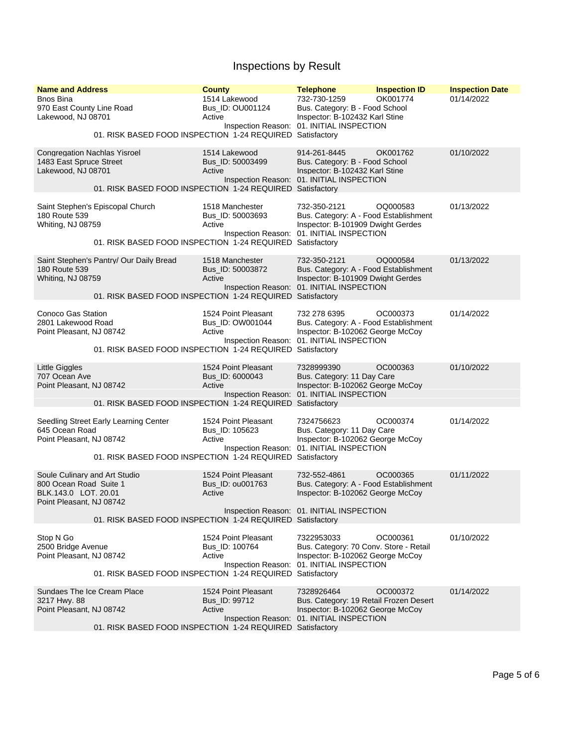# Inspections by Result

| Name and Address | County | Telephone | Inspection ID | Inspection Date |
|---|---|---|---|---|
| Bnos Bina<br>970 East County Line Road<br>Lakewood, NJ 08701 | 1514 Lakewood<br>Bus_ID: OU001124<br>Active | 732-730-1259<br>Bus. Category: B - Food School<br>Inspector: B-102432 Karl Stine | OK001774 | 01/14/2022 |
| | Inspection Reason: | 01. INITIAL INSPECTION | | |
| 01. RISK BASED FOOD INSPECTION 1-24 REQUIRED | | Satisfactory | | |
| Congregation Nachlas Yisroel<br>1483 East Spruce Street<br>Lakewood, NJ 08701 | 1514 Lakewood<br>Bus_ID: 50003499<br>Active | 914-261-8445<br>Bus. Category: B - Food School<br>Inspector: B-102432 Karl Stine | OK001762 | 01/10/2022 |
| | Inspection Reason: | 01. INITIAL INSPECTION | | |
| 01. RISK BASED FOOD INSPECTION 1-24 REQUIRED | | Satisfactory | | |
| Saint Stephen's Episcopal Church<br>180 Route 539<br>Whiting, NJ 08759 | 1518 Manchester<br>Bus_ID: 50003693<br>Active | 732-350-2121<br>Bus. Category: A - Food Establishment<br>Inspector: B-101909 Dwight Gerdes | OQ000583 | 01/13/2022 |
| | Inspection Reason: | 01. INITIAL INSPECTION | | |
| 01. RISK BASED FOOD INSPECTION 1-24 REQUIRED | | Satisfactory | | |
| Saint Stephen's Pantry/ Our Daily Bread<br>180 Route 539<br>Whiting, NJ 08759 | 1518 Manchester<br>Bus_ID: 50003872<br>Active | 732-350-2121<br>Bus. Category: A - Food Establishment<br>Inspector: B-101909 Dwight Gerdes | OQ000584 | 01/13/2022 |
| | Inspection Reason: | 01. INITIAL INSPECTION | | |
| 01. RISK BASED FOOD INSPECTION 1-24 REQUIRED | | Satisfactory | | |
| Conoco Gas Station<br>2801 Lakewood Road<br>Point Pleasant, NJ 08742 | 1524 Point Pleasant<br>Bus_ID: OW001044<br>Active | 732 278 6395<br>Bus. Category: A - Food Establishment<br>Inspector: B-102062 George McCoy | OC000373 | 01/14/2022 |
| | Inspection Reason: | 01. INITIAL INSPECTION | | |
| 01. RISK BASED FOOD INSPECTION 1-24 REQUIRED | | Satisfactory | | |
| Little Giggles<br>707 Ocean Ave<br>Point Pleasant, NJ 08742 | 1524 Point Pleasant<br>Bus_ID: 6000043<br>Active | 7328999390<br>Bus. Category: 11 Day Care<br>Inspector: B-102062 George McCoy | OC000363 | 01/10/2022 |
| | Inspection Reason: | 01. INITIAL INSPECTION | | |
| 01. RISK BASED FOOD INSPECTION 1-24 REQUIRED | | Satisfactory | | |
| Seedling Street Early Learning Center<br>645 Ocean Road<br>Point Pleasant, NJ 08742 | 1524 Point Pleasant<br>Bus_ID: 105623<br>Active | 7324756623<br>Bus. Category: 11 Day Care<br>Inspector: B-102062 George McCoy | OC000374 | 01/14/2022 |
| | Inspection Reason: | 01. INITIAL INSPECTION | | |
| 01. RISK BASED FOOD INSPECTION 1-24 REQUIRED | | Satisfactory | | |
| Soule Culinary and Art Studio<br>800 Ocean Road Suite 1<br>BLK.143.0 LOT. 20.01<br>Point Pleasant, NJ 08742 | 1524 Point Pleasant<br>Bus_ID: ou001763<br>Active | 732-552-4861<br>Bus. Category: A - Food Establishment<br>Inspector: B-102062 George McCoy | OC000365 | 01/11/2022 |
| | Inspection Reason: | 01. INITIAL INSPECTION | | |
| 01. RISK BASED FOOD INSPECTION 1-24 REQUIRED | | Satisfactory | | |
| Stop N Go<br>2500 Bridge Avenue<br>Point Pleasant, NJ 08742 | 1524 Point Pleasant<br>Bus_ID: 100764<br>Active | 7322953033<br>Bus. Category: 70 Conv. Store - Retail<br>Inspector: B-102062 George McCoy | OC000361 | 01/10/2022 |
| | Inspection Reason: | 01. INITIAL INSPECTION | | |
| 01. RISK BASED FOOD INSPECTION 1-24 REQUIRED | | Satisfactory | | |
| Sundaes The Ice Cream Place<br>3217 Hwy. 88<br>Point Pleasant, NJ 08742 | 1524 Point Pleasant<br>Bus_ID: 99712<br>Active | 7328926464<br>Bus. Category: 19 Retail Frozen Desert<br>Inspector: B-102062 George McCoy | OC000372 | 01/14/2022 |
| | Inspection Reason: | 01. INITIAL INSPECTION | | |
| 01. RISK BASED FOOD INSPECTION 1-24 REQUIRED | | Satisfactory | | |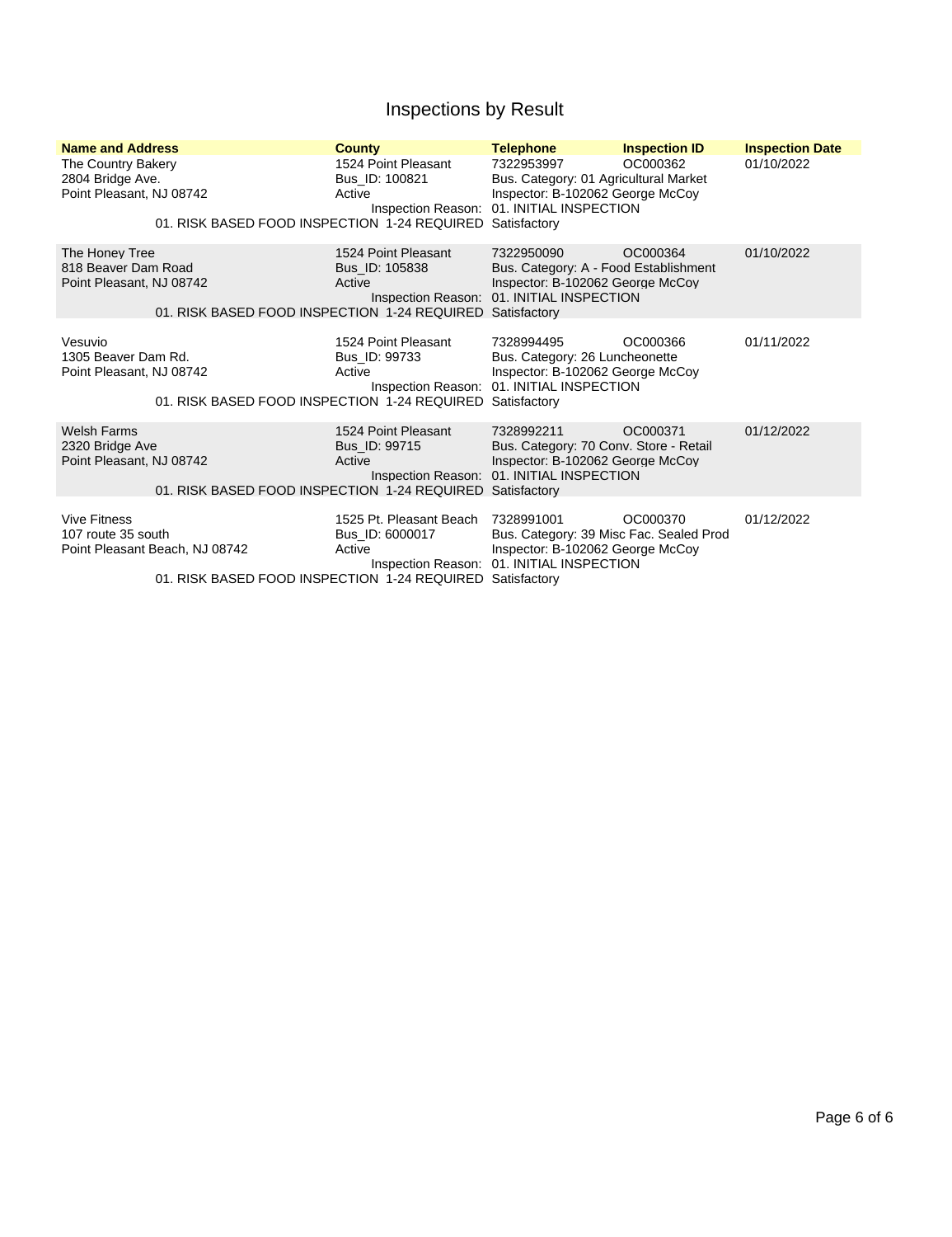# Inspections by Result

| Name and Address | County | Telephone | Inspection ID | Inspection Date |
|---|---|---|---|---|
| The Country Bakery<br>2804 Bridge Ave.<br>Point Pleasant, NJ 08742 | 1524 Point Pleasant<br>Bus_ID: 100821<br>Active | 7322953997<br>Bus. Category: 01 Agricultural Market<br>Inspector: B-102062 George McCoy | OC000362 | 01/10/2022 |
| Inspection Reason: 01. INITIAL INSPECTION<br>01. RISK BASED FOOD INSPECTION 1-24 REQUIRED | | Satisfactory | | |
| The Honey Tree<br>818 Beaver Dam Road<br>Point Pleasant, NJ 08742 | 1524 Point Pleasant<br>Bus_ID: 105838<br>Active | 7322950090<br>Bus. Category: A - Food Establishment<br>Inspector: B-102062 George McCoy | OC000364 | 01/10/2022 |
| Inspection Reason: 01. INITIAL INSPECTION<br>01. RISK BASED FOOD INSPECTION 1-24 REQUIRED | | Satisfactory | | |
| Vesuvio<br>1305 Beaver Dam Rd.<br>Point Pleasant, NJ 08742 | 1524 Point Pleasant<br>Bus_ID: 99733<br>Active | 7328994495<br>Bus. Category: 26 Luncheonette<br>Inspector: B-102062 George McCoy | OC000366 | 01/11/2022 |
| Inspection Reason: 01. INITIAL INSPECTION<br>01. RISK BASED FOOD INSPECTION 1-24 REQUIRED | | Satisfactory | | |
| Welsh Farms<br>2320 Bridge Ave<br>Point Pleasant, NJ 08742 | 1524 Point Pleasant<br>Bus_ID: 99715<br>Active | 7328992211<br>Bus. Category: 70 Conv. Store - Retail<br>Inspector: B-102062 George McCoy | OC000371 | 01/12/2022 |
| Inspection Reason: 01. INITIAL INSPECTION<br>01. RISK BASED FOOD INSPECTION 1-24 REQUIRED | | Satisfactory | | |
| Vive Fitness<br>107 route 35 south<br>Point Pleasant Beach, NJ 08742 | 1525 Pt. Pleasant Beach<br>Bus_ID: 6000017<br>Active | 7328991001<br>Bus. Category: 39 Misc Fac. Sealed Prod<br>Inspector: B-102062 George McCoy | OC000370 | 01/12/2022 |
| Inspection Reason: 01. INITIAL INSPECTION<br>01. RISK BASED FOOD INSPECTION 1-24 REQUIRED | | Satisfactory | | |